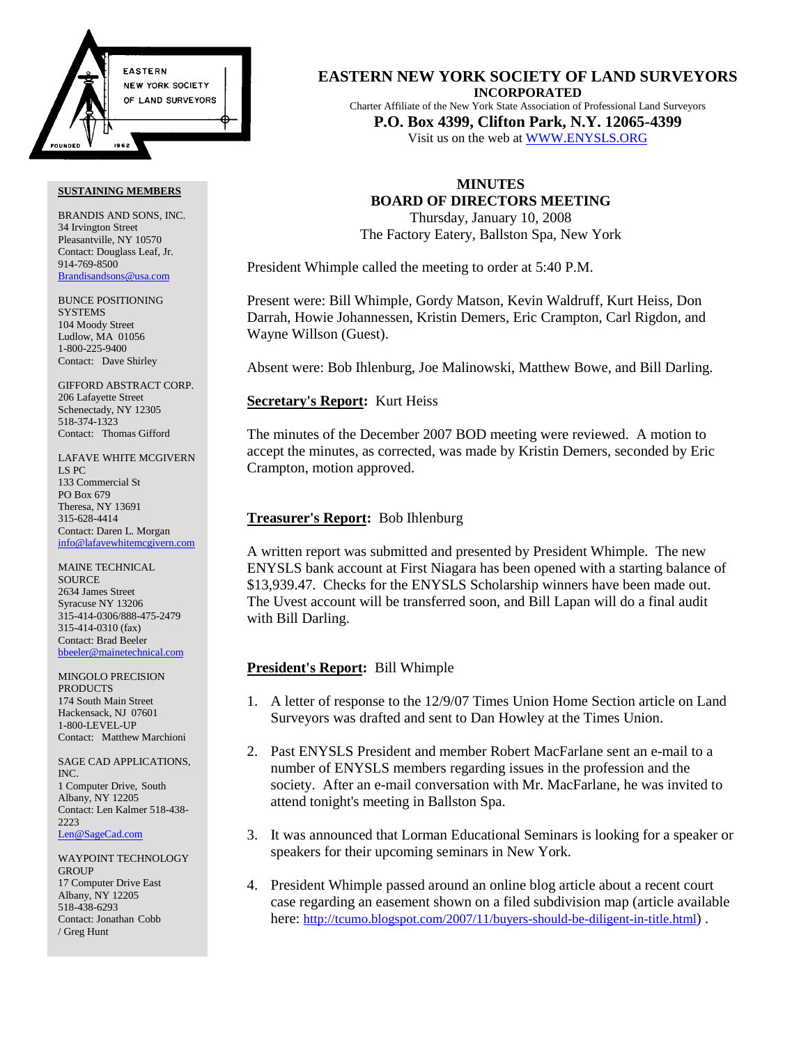# EASTERN NEW YORK SOCIETY OF LAND SURVEYORS

**INCORPORATED**

Charter Affiliate of the New York State Association of Professional Land Surveyors

**P.O. Box 4399, Clifton Park, N.Y. 12065-4399**

Visit us on the web at WWW.ENYSLS.ORG

## MINUTES
## BOARD OF DIRECTORS MEETING

Thursday, January 10, 2008

The Factory Eatery, Ballston Spa, New York

President Whimple called the meeting to order at 5:40 P.M.

Present were: Bill Whimple, Gordy Matson, Kevin Waldruff, Kurt Heiss, Don Darrah, Howie Johannessen, Kristin Demers, Eric Crampton, Carl Rigdon, and Wayne Willson (Guest).

Absent were: Bob Ihlenburg, Joe Malinowski, Matthew Bowe, and Bill Darling.

**Secretary's Report:** Kurt Heiss

The minutes of the December 2007 BOD meeting were reviewed. A motion to accept the minutes, as corrected, was made by Kristin Demers, seconded by Eric Crampton, motion approved.

**Treasurer's Report:** Bob Ihlenburg

A written report was submitted and presented by President Whimple. The new ENYSLS bank account at First Niagara has been opened with a starting balance of $13,939.47. Checks for the ENYSLS Scholarship winners have been made out. The Uvest account will be transferred soon, and Bill Lapan will do a final audit with Bill Darling.

**President's Report:** Bill Whimple

1. A letter of response to the 12/9/07 Times Union Home Section article on Land Surveyors was drafted and sent to Dan Howley at the Times Union.
2. Past ENYSLS President and member Robert MacFarlane sent an e-mail to a number of ENYSLS members regarding issues in the profession and the society. After an e-mail conversation with Mr. MacFarlane, he was invited to attend tonight's meeting in Ballston Spa.
3. It was announced that Lorman Educational Seminars is looking for a speaker or speakers for their upcoming seminars in New York.
4. President Whimple passed around an online blog article about a recent court case regarding an easement shown on a filed subdivision map (article available here: http://tcumo.blogspot.com/2007/11/buyers-should-be-diligent-in-title.html) .

**SUSTAINING MEMBERS**

BRANDIS AND SONS, INC.
34 Irvington Street
Pleasantville, NY 10570
Contact: Douglass Leaf, Jr.
914-769-8500
Brandisandsons@usa.com

BUNCE POSITIONING SYSTEMS
104 Moody Street
Ludlow, MA 01056
1-800-225-9400
Contact: Dave Shirley

GIFFORD ABSTRACT CORP.
206 Lafayette Street
Schenectady, NY 12305
518-374-1323
Contact: Thomas Gifford

LAFAVE WHITE MCGIVERN LS PC
133 Commercial St
PO Box 679
Theresa, NY 13691
315-628-4414
Contact: Daren L. Morgan
info@lafavewhitemcgivern.com

MAINE TECHNICAL SOURCE
2634 James Street
Syracuse NY 13206
315-414-0306/888-475-2479
315-414-0310 (fax)
Contact: Brad Beeler
bbeeler@mainetechnical.com

MINGOLO PRECISION PRODUCTS
174 South Main Street
Hackensack, NJ 07601
1-800-LEVEL-UP
Contact: Matthew Marchioni

SAGE CAD APPLICATIONS, INC.
1 Computer Drive, South
Albany, NY 12205
Contact: Len Kalmer 518-438-2223
Len@SageCad.com

WAYPOINT TECHNOLOGY GROUP
17 Computer Drive East
Albany, NY 12205
518-438-6293
Contact: Jonathan Cobb / Greg Hunt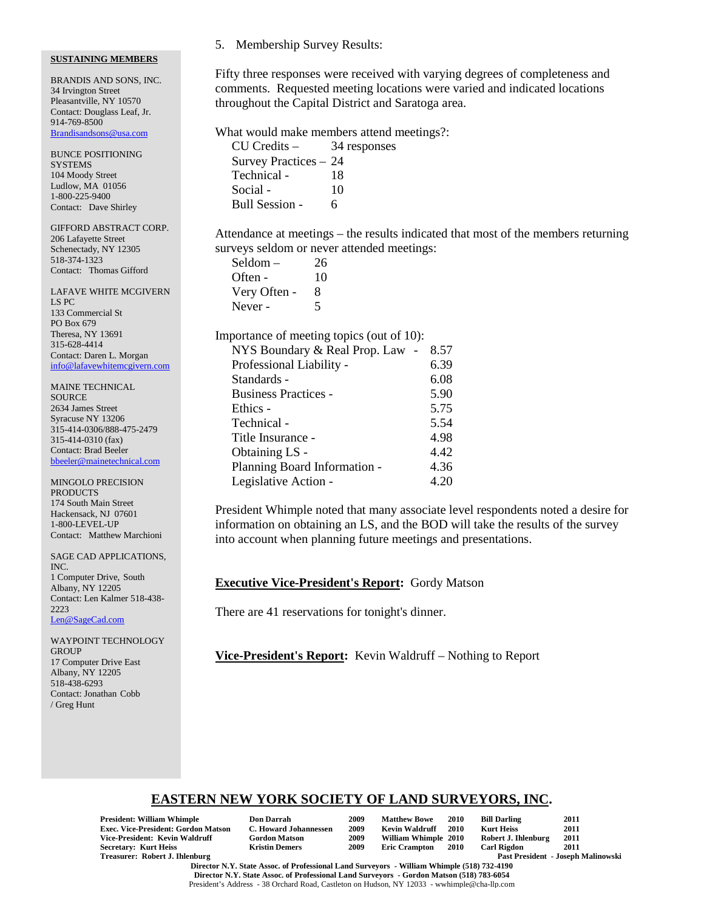5. Membership Survey Results:

Fifty three responses were received with varying degrees of completeness and comments. Requested meeting locations were varied and indicated locations throughout the Capital District and Saratoga area.

What would make members attend meetings?:

| | |
|---|---|
| CU Credits – | 34 responses |
| Survey Practices – | 24 |
| Technical - | 18 |
| Social - | 10 |
| Bull Session - | 6 |

Attendance at meetings – the results indicated that most of the members returning surveys seldom or never attended meetings:

| | |
|---|---|
| Seldom – | 26 |
| Often - | 10 |
| Very Often - | 8 |
| Never - | 5 |

Importance of meeting topics (out of 10):

| | |
|---|---|
| NYS Boundary & Real Prop. Law - | 8.57 |
| Professional Liability - | 6.39 |
| Standards - | 6.08 |
| Business Practices - | 5.90 |
| Ethics - | 5.75 |
| Technical - | 5.54 |
| Title Insurance - | 4.98 |
| Obtaining LS - | 4.42 |
| Planning Board Information - | 4.36 |
| Legislative Action - | 4.20 |

President Whimple noted that many associate level respondents noted a desire for information on obtaining an LS, and the BOD will take the results of the survey into account when planning future meetings and presentations.

**Executive Vice-President's Report:** Gordy Matson

There are 41 reservations for tonight's dinner.

**Vice-President's Report:** Kevin Waldruff – Nothing to Report

**SUSTAINING MEMBERS**

BRANDIS AND SONS, INC.
34 Irvington Street
Pleasantville, NY 10570
Contact: Douglass Leaf, Jr.
914-769-8500
Brandisandsons@usa.com

BUNCE POSITIONING SYSTEMS
104 Moody Street
Ludlow, MA 01056
1-800-225-9400
Contact: Dave Shirley

GIFFORD ABSTRACT CORP.
206 Lafayette Street
Schenectady, NY 12305
518-374-1323
Contact: Thomas Gifford

LAFAVE WHITE MCGIVERN LS PC
133 Commercial St
PO Box 679
Theresa, NY 13691
315-628-4414
Contact: Daren L. Morgan
info@lafavewhitemcgivern.com

MAINE TECHNICAL SOURCE
2634 James Street
Syracuse NY 13206
315-414-0306/888-475-2479
315-414-0310 (fax)
Contact: Brad Beeler
bbeeler@mainetechnical.com

MINGOLO PRECISION PRODUCTS
174 South Main Street
Hackensack, NJ 07601
1-800-LEVEL-UP
Contact: Matthew Marchioni

SAGE CAD APPLICATIONS, INC.
1 Computer Drive, South
Albany, NY 12205
Contact: Len Kalmer 518-438-2223
Len@SageCad.com

WAYPOINT TECHNOLOGY GROUP
17 Computer Drive East
Albany, NY 12205
518-438-6293
Contact: Jonathan Cobb / Greg Hunt

**EASTERN NEW YORK SOCIETY OF LAND SURVEYORS, INC.**

| | | | | | | |
|---|---|---|---|---|---|---|
| **President: William Whimple** | **Don Darrah** | **2009** | **Matthew Bowe** | **2010** | **Bill Darling** | **2011** |
| **Exec. Vice-President: Gordon Matson** | **C. Howard Johannessen** | **2009** | **Kevin Waldruff** | **2010** | **Kurt Heiss** | **2011** |
| **Vice-President: Kevin Waldruff** | **Gordon Matson** | **2009** | **William Whimple** | **2010** | **Robert J. Ihlenburg** | **2011** |
| **Secretary: Kurt Heiss** | **Kristin Demers** | **2009** | **Eric Crampton** | **2010** | **Carl Rigdon** | **2011** |
| **Treasurer: Robert J. Ihlenburg** | | | | | **Past President - Joseph Malinowski** | |

**Director N.Y. State Assoc. of Professional Land Surveyors - William Whimple (518) 732-4190**
**Director N.Y. State Assoc. of Professional Land Surveyors - Gordon Matson (518) 783-6054**
President's Address - 38 Orchard Road, Castleton on Hudson, NY 12033 - wwhimple@cha-llp.com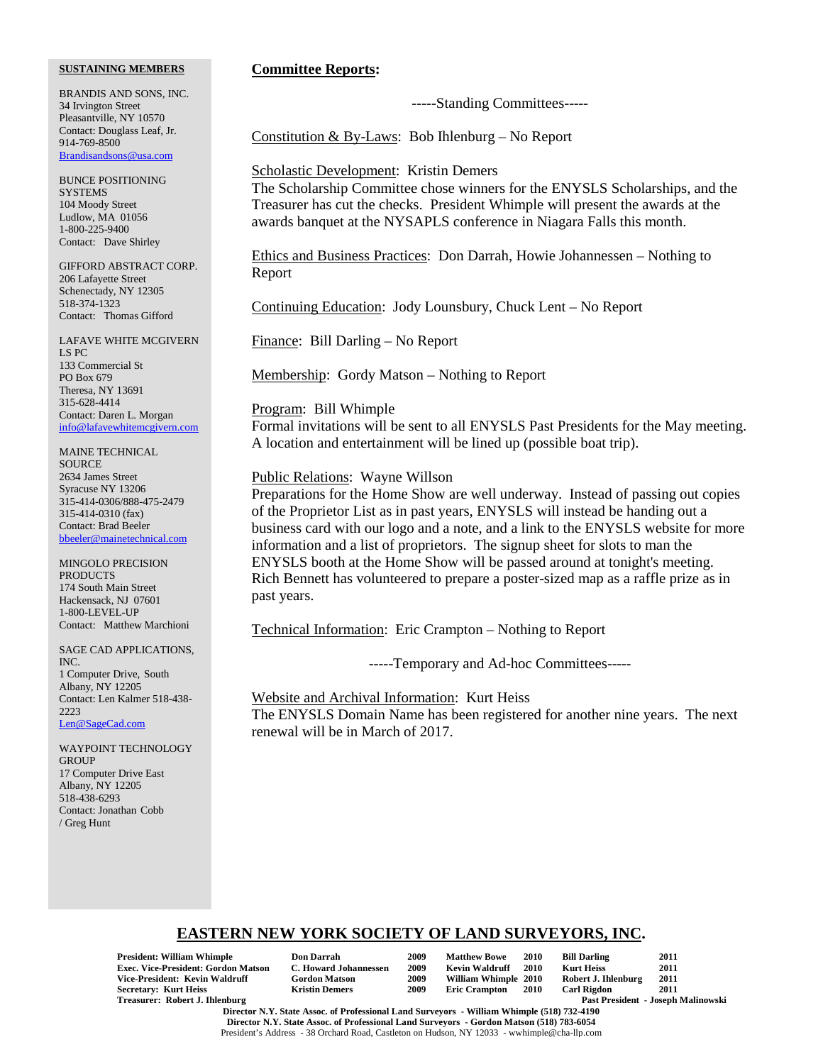**SUSTAINING MEMBERS**

BRANDIS AND SONS, INC.
34 Irvington Street
Pleasantville, NY 10570
Contact: Douglass Leaf, Jr.
914-769-8500
Brandisandsons@usa.com

BUNCE POSITIONING SYSTEMS
104 Moody Street
Ludlow, MA 01056
1-800-225-9400
Contact: Dave Shirley

GIFFORD ABSTRACT CORP.
206 Lafayette Street
Schenectady, NY 12305
518-374-1323
Contact: Thomas Gifford

LAFAVE WHITE MCGIVERN LS PC
133 Commercial St
PO Box 679
Theresa, NY 13691
315-628-4414
Contact: Daren L. Morgan
info@lafavewhitemcgivern.com

MAINE TECHNICAL SOURCE
2634 James Street
Syracuse NY 13206
315-414-0306/888-475-2479
315-414-0310 (fax)
Contact: Brad Beeler
bbeeler@mainetechnical.com

MINGOLO PRECISION PRODUCTS
174 South Main Street
Hackensack, NJ 07601
1-800-LEVEL-UP
Contact: Matthew Marchioni

SAGE CAD APPLICATIONS, INC.
1 Computer Drive, South
Albany, NY 12205
Contact: Len Kalmer 518-438-2223
Len@SageCad.com

WAYPOINT TECHNOLOGY GROUP
17 Computer Drive East
Albany, NY 12205
518-438-6293
Contact: Jonathan Cobb / Greg Hunt

## Committee Reports:

-----Standing Committees-----

Constitution & By-Laws: Bob Ihlenburg – No Report

Scholastic Development: Kristin Demers
The Scholarship Committee chose winners for the ENYSLS Scholarships, and the Treasurer has cut the checks. President Whimple will present the awards at the awards banquet at the NYSAPLS conference in Niagara Falls this month.

Ethics and Business Practices: Don Darrah, Howie Johannessen – Nothing to Report

Continuing Education: Jody Lounsbury, Chuck Lent – No Report

Finance: Bill Darling – No Report

Membership: Gordy Matson – Nothing to Report

Program: Bill Whimple
Formal invitations will be sent to all ENYSLS Past Presidents for the May meeting. A location and entertainment will be lined up (possible boat trip).

Public Relations: Wayne Willson
Preparations for the Home Show are well underway. Instead of passing out copies of the Proprietor List as in past years, ENYSLS will instead be handing out a business card with our logo and a note, and a link to the ENYSLS website for more information and a list of proprietors. The signup sheet for slots to man the ENYSLS booth at the Home Show will be passed around at tonight's meeting. Rich Bennett has volunteered to prepare a poster-sized map as a raffle prize as in past years.

Technical Information: Eric Crampton – Nothing to Report

-----Temporary and Ad-hoc Committees-----

Website and Archival Information: Kurt Heiss
The ENYSLS Domain Name has been registered for another nine years. The next renewal will be in March of 2017.

**EASTERN NEW YORK SOCIETY OF LAND SURVEYORS, INC.**

| | | | | | | |
|---|---|---|---|---|---|---|
| President: William Whimple | Don Darrah | 2009 | Matthew Bowe | 2010 | Bill Darling | 2011 |
| Exec. Vice-President: Gordon Matson | C. Howard Johannessen | 2009 | Kevin Waldruff | 2010 | Kurt Heiss | 2011 |
| Vice-President: Kevin Waldruff | Gordon Matson | 2009 | William Whimple | 2010 | Robert J. Ihlenburg | 2011 |
| Secretary: Kurt Heiss | Kristin Demers | 2009 | Eric Crampton | 2010 | Carl Rigdon | 2011 |
| Treasurer: Robert J. Ihlenburg | | | | | Past President - Joseph Malinowski | |

Director N.Y. State Assoc. of Professional Land Surveyors - William Whimple (518) 732-4190
Director N.Y. State Assoc. of Professional Land Surveyors - Gordon Matson (518) 783-6054
President's Address - 38 Orchard Road, Castleton on Hudson, NY 12033 - wwhimple@cha-llp.com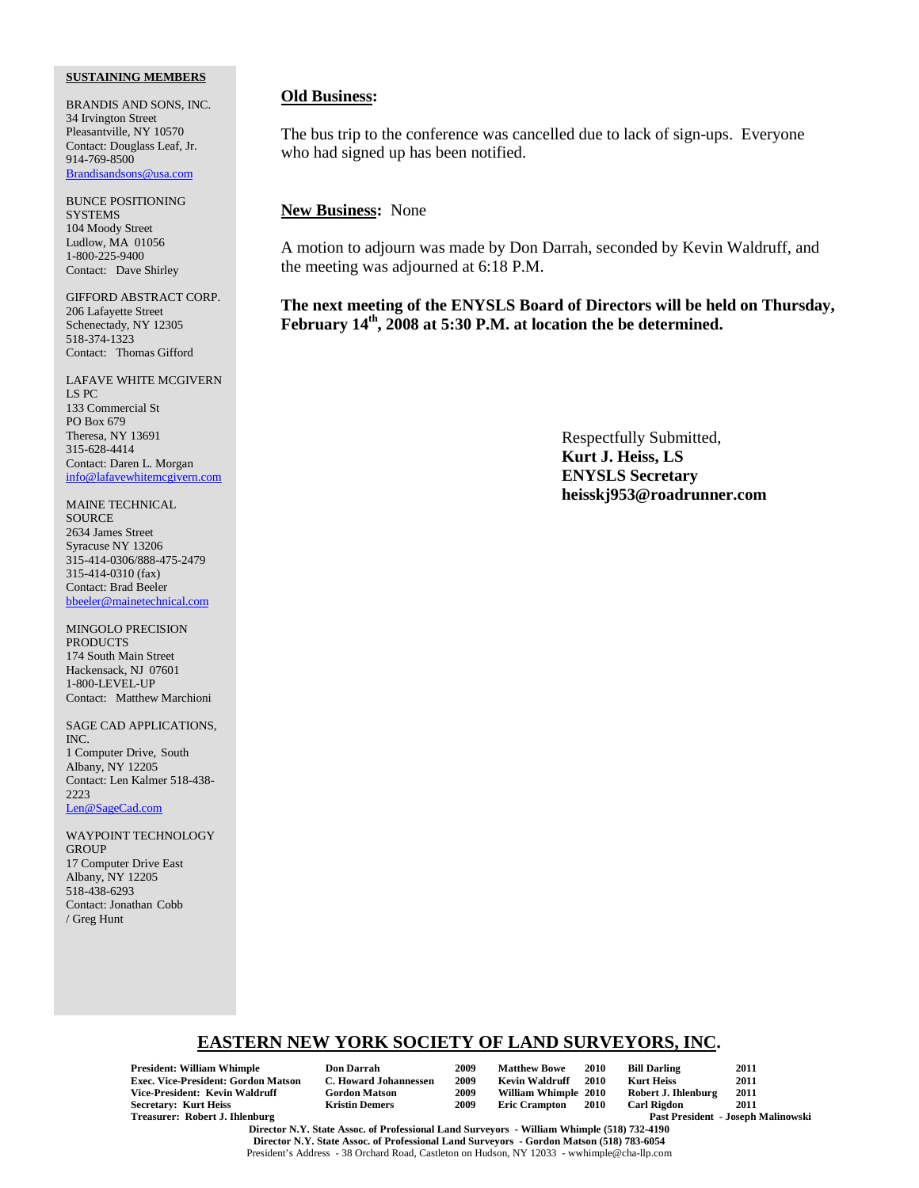**SUSTAINING MEMBERS**

BRANDIS AND SONS, INC.
34 Irvington Street
Pleasantville, NY 10570
Contact: Douglass Leaf, Jr.
914-769-8500
Brandisandsons@usa.com

BUNCE POSITIONING SYSTEMS
104 Moody Street
Ludlow, MA 01056
1-800-225-9400
Contact: Dave Shirley

GIFFORD ABSTRACT CORP.
206 Lafayette Street
Schenectady, NY 12305
518-374-1323
Contact: Thomas Gifford

LAFAVE WHITE MCGIVERN LS PC
133 Commercial St
PO Box 679
Theresa, NY 13691
315-628-4414
Contact: Daren L. Morgan
info@lafavewhitemcgivern.com

MAINE TECHNICAL SOURCE
2634 James Street
Syracuse NY 13206
315-414-0306/888-475-2479
315-414-0310 (fax)
Contact: Brad Beeler
bbeeler@mainetechnical.com

MINGOLO PRECISION PRODUCTS
174 South Main Street
Hackensack, NJ 07601
1-800-LEVEL-UP
Contact: Matthew Marchioni

SAGE CAD APPLICATIONS, INC.
1 Computer Drive, South
Albany, NY 12205
Contact: Len Kalmer 518-438-2223
Len@SageCad.com

WAYPOINT TECHNOLOGY GROUP
17 Computer Drive East
Albany, NY 12205
518-438-6293
Contact: Jonathan Cobb / Greg Hunt

**Old Business:**

The bus trip to the conference was cancelled due to lack of sign-ups. Everyone who had signed up has been notified.

**New Business:** None

A motion to adjourn was made by Don Darrah, seconded by Kevin Waldruff, and the meeting was adjourned at 6:18 P.M.

**The next meeting of the ENYSLS Board of Directors will be held on Thursday, February 14th, 2008 at 5:30 P.M. at location the be determined.**

Respectfully Submitted,
**Kurt J. Heiss, LS**
**ENYSLS Secretary**
**heisskj953@roadrunner.com**

## EASTERN NEW YORK SOCIETY OF LAND SURVEYORS, INC.

| | | | | | | | |
|---|---|---|---|---|---|---|---|
| President: William Whimple | Don Darrah | 2009 | Matthew Bowe | 2010 | Bill Darling | 2011 | |
| Exec. Vice-President: Gordon Matson | C. Howard Johannessen | 2009 | Kevin Waldruff | 2010 | Kurt Heiss | 2011 | |
| Vice-President: Kevin Waldruff | Gordon Matson | 2009 | William Whimple | 2010 | Robert J. Ihlenburg | 2011 | |
| Secretary: Kurt Heiss | Kristin Demers | 2009 | Eric Crampton | 2010 | Carl Rigdon | 2011 | |
| Treasurer: Robert J. Ihlenburg | | | | | Past President - Joseph Malinowski | | |

Director N.Y. State Assoc. of Professional Land Surveyors - William Whimple (518) 732-4190
Director N.Y. State Assoc. of Professional Land Surveyors - Gordon Matson (518) 783-6054
President's Address - 38 Orchard Road, Castleton on Hudson, NY 12033 - wwhimple@cha-llp.com